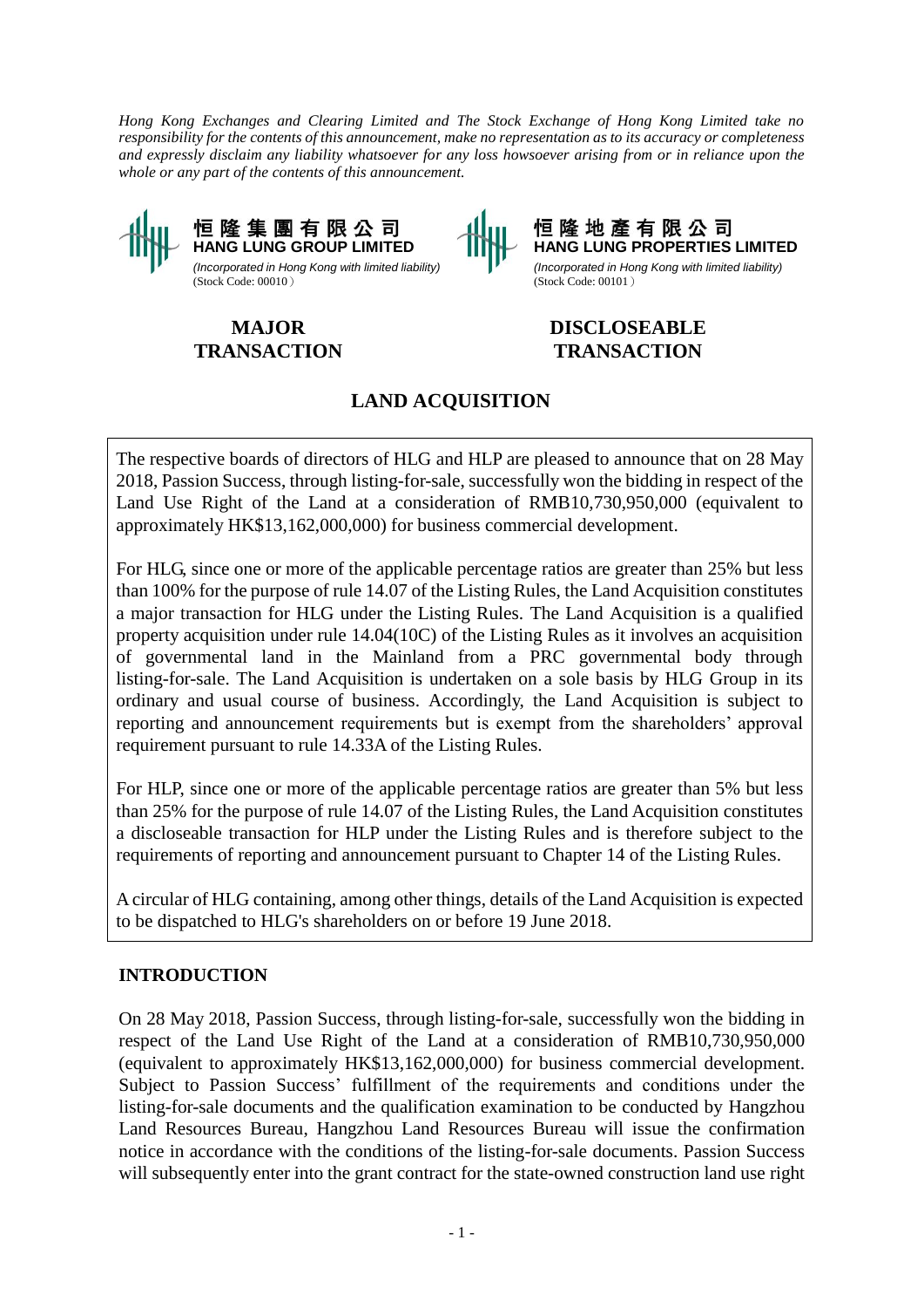*Hong Kong Exchanges and Clearing Limited and The Stock Exchange of Hong Kong Limited take no responsibility for the contents of this announcement, make no representation as to its accuracy or completeness and expressly disclaim any liability whatsoever for any loss howsoever arising from or in reliance upon the whole or any part of the contents of this announcement.*

**恒隆集團有限公司**
**HANG LUNG GROUP LIMITED**
*(Incorporated in Hong Kong with limited liability)*
(Stock Code: 00010)

**MAJOR TRANSACTION**

**恒隆地產有限公司**
**HANG LUNG PROPERTIES LIMITED**
*(Incorporated in Hong Kong with limited liability)*
(Stock Code: 00101)

**DISCLOSEABLE TRANSACTION**

# LAND ACQUISITION

The respective boards of directors of HLG and HLP are pleased to announce that on 28 May 2018, Passion Success, through listing-for-sale, successfully won the bidding in respect of the Land Use Right of the Land at a consideration of RMB10,730,950,000 (equivalent to approximately HK$13,162,000,000) for business commercial development.

For HLG, since one or more of the applicable percentage ratios are greater than 25% but less than 100% for the purpose of rule 14.07 of the Listing Rules, the Land Acquisition constitutes a major transaction for HLG under the Listing Rules. The Land Acquisition is a qualified property acquisition under rule 14.04(10C) of the Listing Rules as it involves an acquisition of governmental land in the Mainland from a PRC governmental body through listing-for-sale. The Land Acquisition is undertaken on a sole basis by HLG Group in its ordinary and usual course of business. Accordingly, the Land Acquisition is subject to reporting and announcement requirements but is exempt from the shareholders' approval requirement pursuant to rule 14.33A of the Listing Rules.

For HLP, since one or more of the applicable percentage ratios are greater than 5% but less than 25% for the purpose of rule 14.07 of the Listing Rules, the Land Acquisition constitutes a discloseable transaction for HLP under the Listing Rules and is therefore subject to the requirements of reporting and announcement pursuant to Chapter 14 of the Listing Rules.

A circular of HLG containing, among other things, details of the Land Acquisition is expected to be dispatched to HLG's shareholders on or before 19 June 2018.

## INTRODUCTION

On 28 May 2018, Passion Success, through listing-for-sale, successfully won the bidding in respect of the Land Use Right of the Land at a consideration of RMB10,730,950,000 (equivalent to approximately HK$13,162,000,000) for business commercial development. Subject to Passion Success' fulfillment of the requirements and conditions under the listing-for-sale documents and the qualification examination to be conducted by Hangzhou Land Resources Bureau, Hangzhou Land Resources Bureau will issue the confirmation notice in accordance with the conditions of the listing-for-sale documents. Passion Success will subsequently enter into the grant contract for the state-owned construction land use right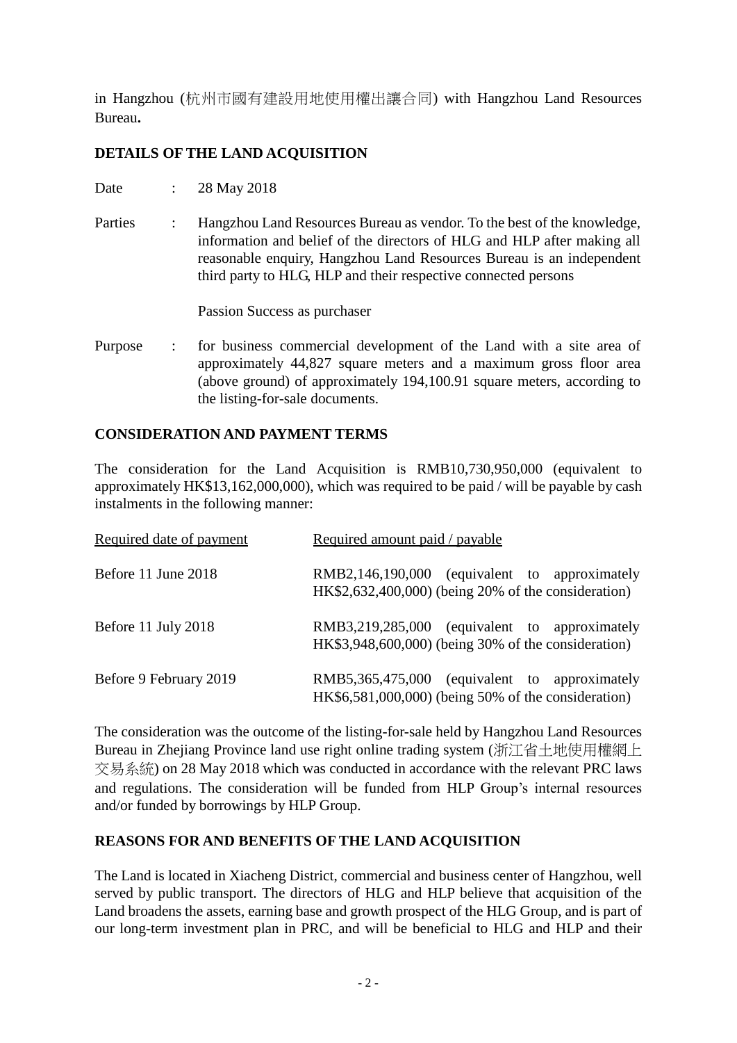in Hangzhou (杭州市國有建設用地使用權出讓合同) with Hangzhou Land Resources Bureau**.**

## DETAILS OF THE LAND ACQUISITION

Date : 28 May 2018

Parties : Hangzhou Land Resources Bureau as vendor. To the best of the knowledge, information and belief of the directors of HLG and HLP after making all reasonable enquiry, Hangzhou Land Resources Bureau is an independent third party to HLG, HLP and their respective connected persons

Passion Success as purchaser

Purpose : for business commercial development of the Land with a site area of approximately 44,827 square meters and a maximum gross floor area (above ground) of approximately 194,100.91 square meters, according to the listing-for-sale documents.

## CONSIDERATION AND PAYMENT TERMS

The consideration for the Land Acquisition is RMB10,730,950,000 (equivalent to approximately HK$13,162,000,000), which was required to be paid / will be payable by cash instalments in the following manner:

| Required date of payment | Required amount paid / payable |
|---|---|
| Before 11 June 2018 | RMB2,146,190,000 (equivalent to approximately HK$2,632,400,000) (being 20% of the consideration) |
| Before 11 July 2018 | RMB3,219,285,000 (equivalent to approximately HK$3,948,600,000) (being 30% of the consideration) |
| Before 9 February 2019 | RMB5,365,475,000 (equivalent to approximately HK$6,581,000,000) (being 50% of the consideration) |

The consideration was the outcome of the listing-for-sale held by Hangzhou Land Resources Bureau in Zhejiang Province land use right online trading system (浙江省土地使用權網上交易系統) on 28 May 2018 which was conducted in accordance with the relevant PRC laws and regulations. The consideration will be funded from HLP Group's internal resources and/or funded by borrowings by HLP Group.

## REASONS FOR AND BENEFITS OF THE LAND ACQUISITION

The Land is located in Xiacheng District, commercial and business center of Hangzhou, well served by public transport. The directors of HLG and HLP believe that acquisition of the Land broadens the assets, earning base and growth prospect of the HLG Group, and is part of our long-term investment plan in PRC, and will be beneficial to HLG and HLP and their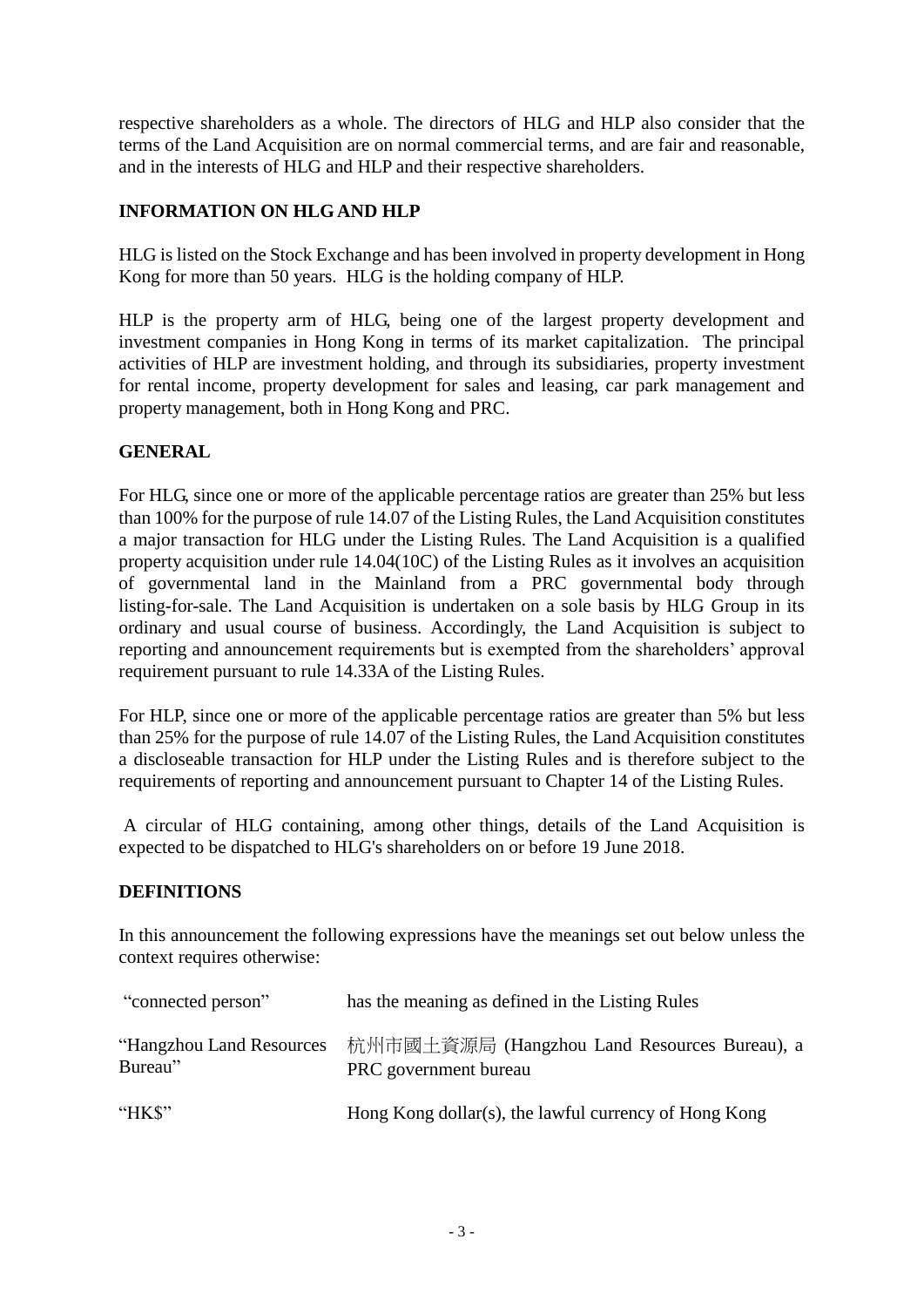respective shareholders as a whole. The directors of HLG and HLP also consider that the terms of the Land Acquisition are on normal commercial terms, and are fair and reasonable, and in the interests of HLG and HLP and their respective shareholders.

**INFORMATION ON HLG AND HLP**

HLG is listed on the Stock Exchange and has been involved in property development in Hong Kong for more than 50 years. HLG is the holding company of HLP.

HLP is the property arm of HLG, being one of the largest property development and investment companies in Hong Kong in terms of its market capitalization. The principal activities of HLP are investment holding, and through its subsidiaries, property investment for rental income, property development for sales and leasing, car park management and property management, both in Hong Kong and PRC.

**GENERAL**

For HLG, since one or more of the applicable percentage ratios are greater than 25% but less than 100% for the purpose of rule 14.07 of the Listing Rules, the Land Acquisition constitutes a major transaction for HLG under the Listing Rules. The Land Acquisition is a qualified property acquisition under rule 14.04(10C) of the Listing Rules as it involves an acquisition of governmental land in the Mainland from a PRC governmental body through listing-for-sale. The Land Acquisition is undertaken on a sole basis by HLG Group in its ordinary and usual course of business. Accordingly, the Land Acquisition is subject to reporting and announcement requirements but is exempted from the shareholders' approval requirement pursuant to rule 14.33A of the Listing Rules.

For HLP, since one or more of the applicable percentage ratios are greater than 5% but less than 25% for the purpose of rule 14.07 of the Listing Rules, the Land Acquisition constitutes a discloseable transaction for HLP under the Listing Rules and is therefore subject to the requirements of reporting and announcement pursuant to Chapter 14 of the Listing Rules.

A circular of HLG containing, among other things, details of the Land Acquisition is expected to be dispatched to HLG's shareholders on or before 19 June 2018.

**DEFINITIONS**

In this announcement the following expressions have the meanings set out below unless the context requires otherwise:

| | |
|---|---|
| "connected person" | has the meaning as defined in the Listing Rules |
| "Hangzhou Land Resources Bureau" | 杭州市國土資源局 (Hangzhou Land Resources Bureau), a PRC government bureau |
| "HK$" | Hong Kong dollar(s), the lawful currency of Hong Kong |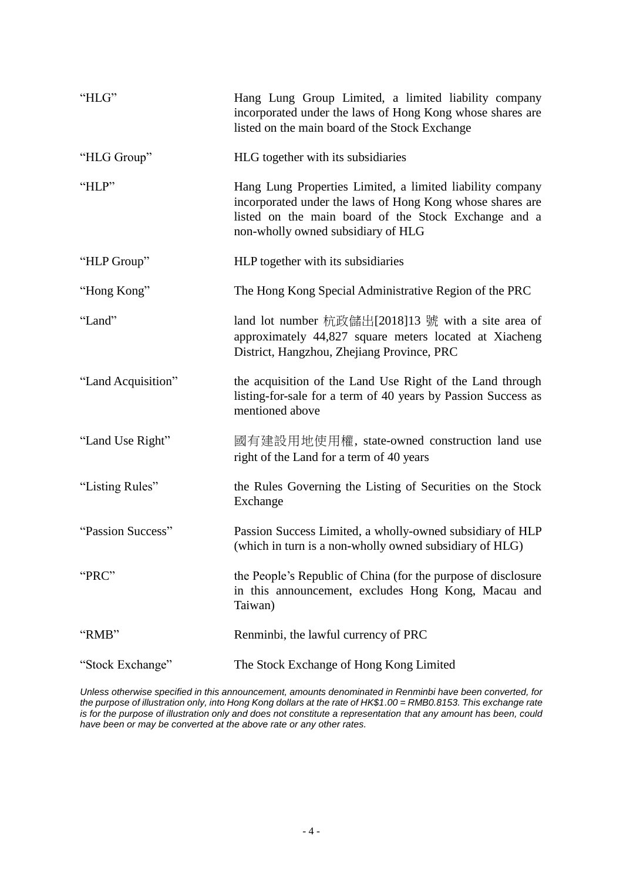| | |
|---|---|
| "HLG" | Hang Lung Group Limited, a limited liability company incorporated under the laws of Hong Kong whose shares are listed on the main board of the Stock Exchange |
| "HLG Group" | HLG together with its subsidiaries |
| "HLP" | Hang Lung Properties Limited, a limited liability company incorporated under the laws of Hong Kong whose shares are listed on the main board of the Stock Exchange and a non-wholly owned subsidiary of HLG |
| "HLP Group" | HLP together with its subsidiaries |
| "Hong Kong" | The Hong Kong Special Administrative Region of the PRC |
| "Land" | land lot number 杭政儲出[2018]13 號 with a site area of approximately 44,827 square meters located at Xiacheng District, Hangzhou, Zhejiang Province, PRC |
| "Land Acquisition" | the acquisition of the Land Use Right of the Land through listing-for-sale for a term of 40 years by Passion Success as mentioned above |
| "Land Use Right" | 國有建設用地使用權, state-owned construction land use right of the Land for a term of 40 years |
| "Listing Rules" | the Rules Governing the Listing of Securities on the Stock Exchange |
| "Passion Success" | Passion Success Limited, a wholly-owned subsidiary of HLP (which in turn is a non-wholly owned subsidiary of HLG) |
| "PRC" | the People's Republic of China (for the purpose of disclosure in this announcement, excludes Hong Kong, Macau and Taiwan) |
| "RMB" | Renminbi, the lawful currency of PRC |
| "Stock Exchange" | The Stock Exchange of Hong Kong Limited |

*Unless otherwise specified in this announcement, amounts denominated in Renminbi have been converted, for the purpose of illustration only, into Hong Kong dollars at the rate of HK$1.00 = RMB0.8153. This exchange rate is for the purpose of illustration only and does not constitute a representation that any amount has been, could have been or may be converted at the above rate or any other rates.*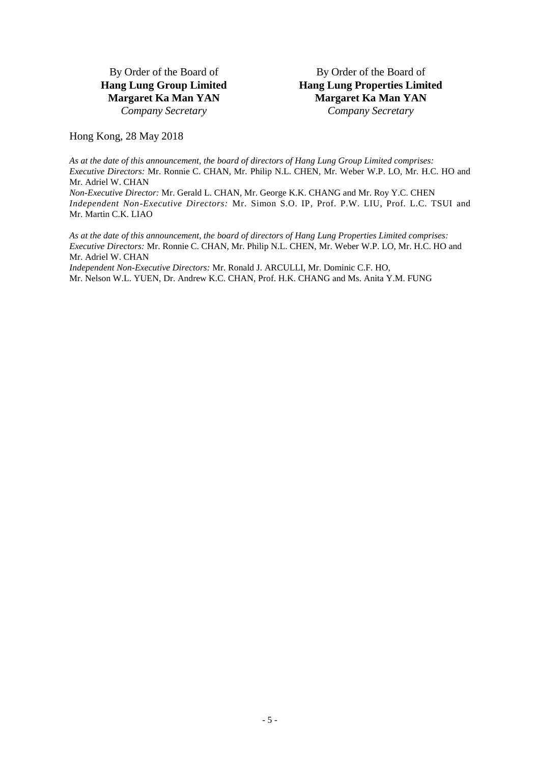By Order of the Board of
**Hang Lung Group Limited**
**Margaret Ka Man YAN**
*Company Secretary*

By Order of the Board of
**Hang Lung Properties Limited**
**Margaret Ka Man YAN**
*Company Secretary*

Hong Kong, 28 May 2018

*As at the date of this announcement, the board of directors of Hang Lung Group Limited comprises:*
*Executive Directors:* Mr. Ronnie C. CHAN, Mr. Philip N.L. CHEN, Mr. Weber W.P. LO, Mr. H.C. HO and Mr. Adriel W. CHAN
*Non-Executive Director:* Mr. Gerald L. CHAN, Mr. George K.K. CHANG and Mr. Roy Y.C. CHEN
*Independent Non-Executive Directors:* Mr. Simon S.O. IP, Prof. P.W. LIU, Prof. L.C. TSUI and Mr. Martin C.K. LIAO

*As at the date of this announcement, the board of directors of Hang Lung Properties Limited comprises:*
*Executive Directors:* Mr. Ronnie C. CHAN, Mr. Philip N.L. CHEN, Mr. Weber W.P. LO, Mr. H.C. HO and Mr. Adriel W. CHAN
*Independent Non-Executive Directors:* Mr. Ronald J. ARCULLI, Mr. Dominic C.F. HO, Mr. Nelson W.L. YUEN, Dr. Andrew K.C. CHAN, Prof. H.K. CHANG and Ms. Anita Y.M. FUNG